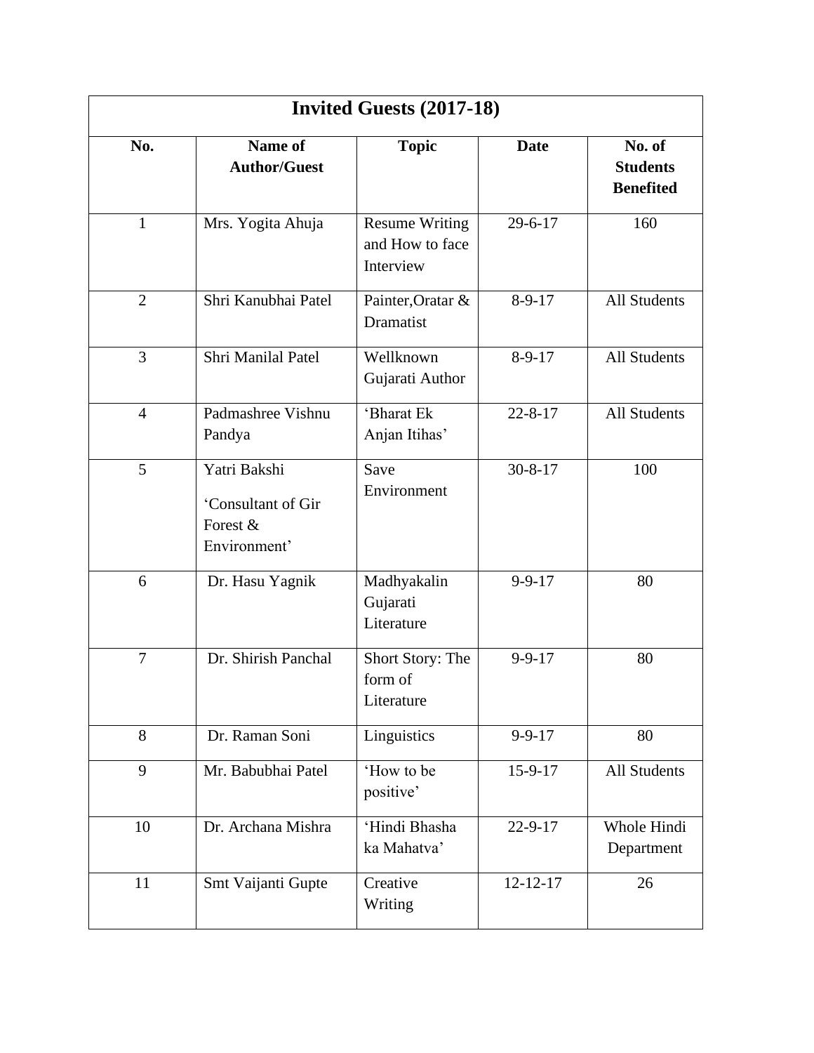| Invited Guests (2017-18) | | | | |
|---|---|---|---|---|
| **No.** | **Name of Author/Guest** | **Topic** | **Date** | **No. of Students Benefited** |
| 1 | Mrs. Yogita Ahuja | Resume Writing and How to face Interview | 29-6-17 | 160 |
| 2 | Shri Kanubhai Patel | Painter,Oratar & Dramatist | 8-9-17 | All Students |
| 3 | Shri Manilal Patel | Wellknown Gujarati Author | 8-9-17 | All Students |
| 4 | Padmashree Vishnu Pandya | 'Bharat Ek Anjan Itihas' | 22-8-17 | All Students |
| 5 | Yatri Bakshi 'Consultant of Gir Forest & Environment' | Save Environment | 30-8-17 | 100 |
| 6 | Dr. Hasu Yagnik | Madhyakalin Gujarati Literature | 9-9-17 | 80 |
| 7 | Dr. Shirish Panchal | Short Story: The form of Literature | 9-9-17 | 80 |
| 8 | Dr. Raman Soni | Linguistics | 9-9-17 | 80 |
| 9 | Mr. Babubhai Patel | 'How to be positive' | 15-9-17 | All Students |
| 10 | Dr. Archana Mishra | 'Hindi Bhasha ka Mahatva' | 22-9-17 | Whole Hindi Department |
| 11 | Smt Vaijanti Gupte | Creative Writing | 12-12-17 | 26 |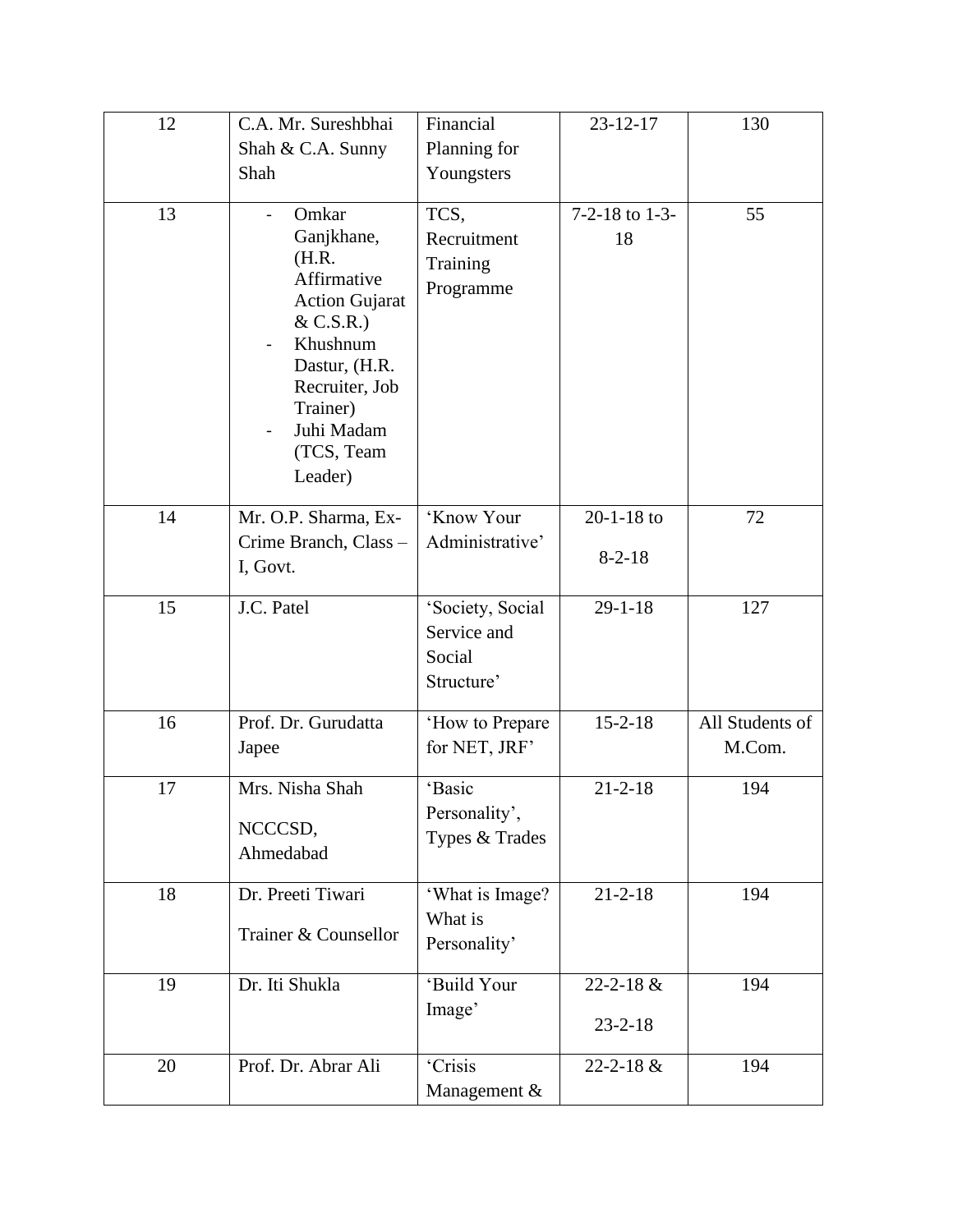| 12 | C.A. Mr. Sureshbhai Shah & C.A. Sunny Shah | Financial Planning for Youngsters | 23-12-17 | 130 |
|---|---|---|---|---|
| 13 | - Omkar Ganjkhane, (H.R. Affirmative Action Gujarat & C.S.R.)<br>- Khushnum Dastur, (H.R. Recruiter, Job Trainer)<br>- Juhi Madam (TCS, Team Leader) | TCS, Recruitment Training Programme | 7-2-18 to 1-3-18 | 55 |
| 14 | Mr. O.P. Sharma, Ex-Crime Branch, Class – I, Govt. | 'Know Your Administrative' | 20-1-18 to 8-2-18 | 72 |
| 15 | J.C. Patel | 'Society, Social Service and Social Structure' | 29-1-18 | 127 |
| 16 | Prof. Dr. Gurudatta Japee | 'How to Prepare for NET, JRF' | 15-2-18 | All Students of M.Com. |
| 17 | Mrs. Nisha Shah<br>NCCCSD, Ahmedabad | 'Basic Personality', Types & Trades | 21-2-18 | 194 |
| 18 | Dr. Preeti Tiwari<br>Trainer & Counsellor | 'What is Image? What is Personality' | 21-2-18 | 194 |
| 19 | Dr. Iti Shukla | 'Build Your Image' | 22-2-18 & 23-2-18 | 194 |
| 20 | Prof. Dr. Abrar Ali | 'Crisis Management & | 22-2-18 & | 194 |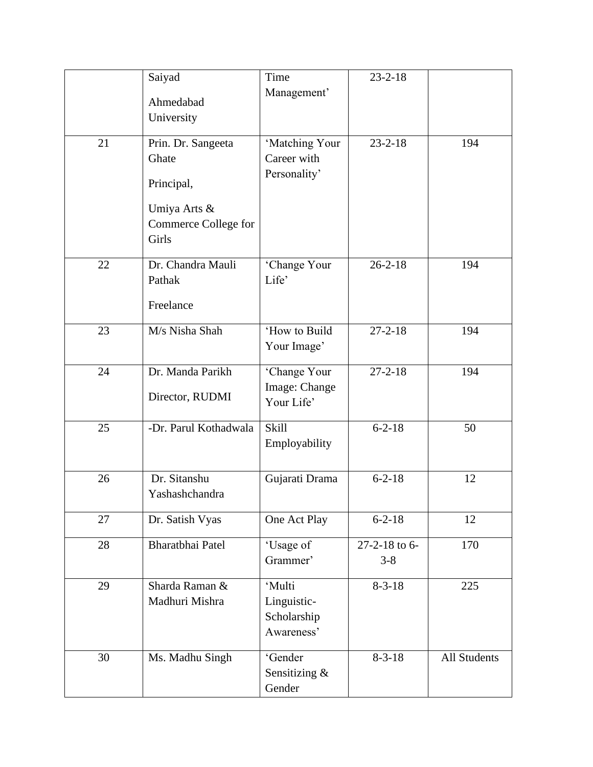| | | | | |
|---|---|---|---|---|
| | Saiyad<br>Ahmedabad University | Time Management' | 23-2-18 | |
| 21 | Prin. Dr. Sangeeta Ghate<br>Principal,<br>Umiya Arts & Commerce College for Girls | 'Matching Your Career with Personality' | 23-2-18 | 194 |
| 22 | Dr. Chandra Mauli Pathak<br>Freelance | 'Change Your Life' | 26-2-18 | 194 |
| 23 | M/s Nisha Shah | 'How to Build Your Image' | 27-2-18 | 194 |
| 24 | Dr. Manda Parikh<br>Director, RUDMI | 'Change Your Image: Change Your Life' | 27-2-18 | 194 |
| 25 | -Dr. Parul Kothadwala | Skill Employability | 6-2-18 | 50 |
| 26 | Dr. Sitanshu Yashashchandra | Gujarati Drama | 6-2-18 | 12 |
| 27 | Dr. Satish Vyas | One Act Play | 6-2-18 | 12 |
| 28 | Bharatbhai Patel | 'Usage of Grammer' | 27-2-18 to 6-3-8 | 170 |
| 29 | Sharda Raman & Madhuri Mishra | 'Multi Linguistic-Scholarship Awareness' | 8-3-18 | 225 |
| 30 | Ms. Madhu Singh | 'Gender Sensitizing & Gender | 8-3-18 | All Students |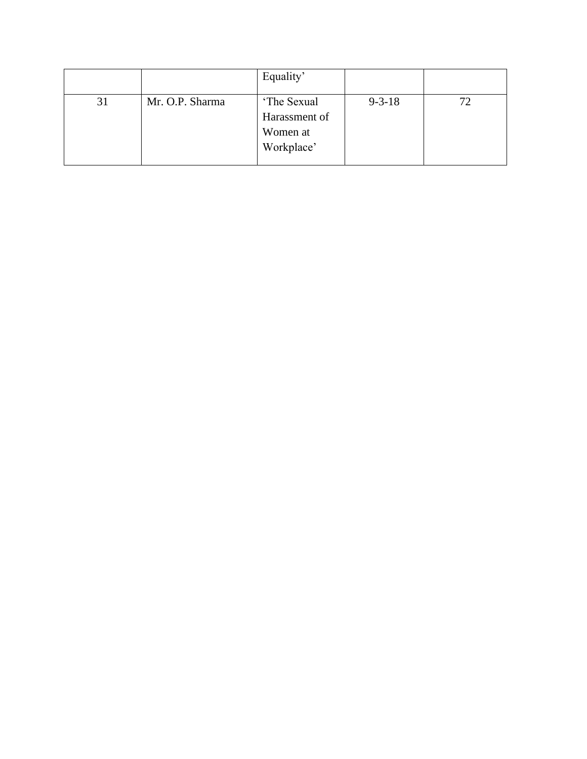| | | | | |
|---|---|---|---|---|
| | | Equality’ | | |
| 31 | Mr. O.P. Sharma | ‘The Sexual Harassment of Women at Workplace’ | 9-3-18 | 72 |